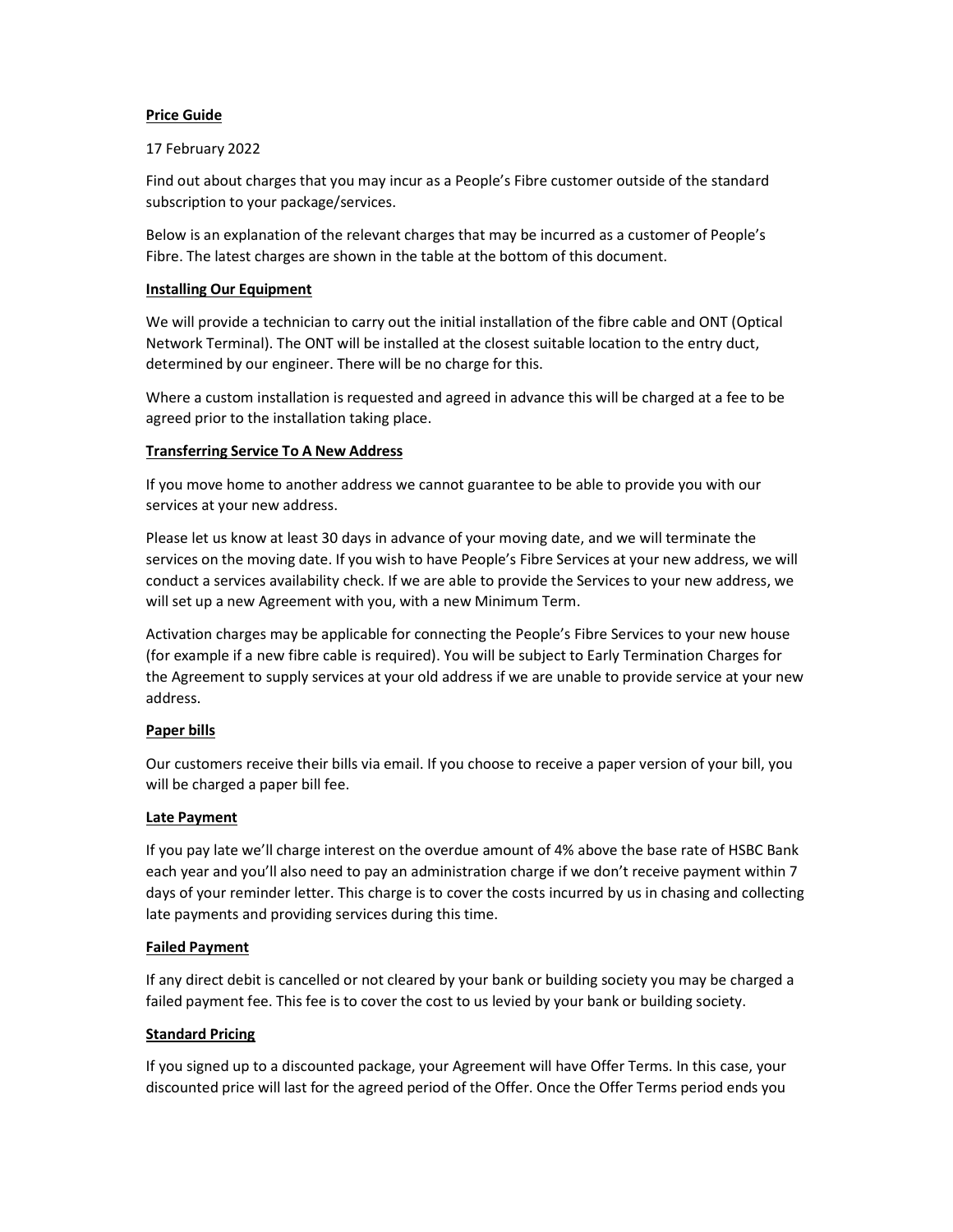**Price Guide**

17 February 2022

Find out about charges that you may incur as a People's Fibre customer outside of the standard subscription to your package/services.

Below is an explanation of the relevant charges that may be incurred as a customer of People's Fibre. The latest charges are shown in the table at the bottom of this document.

**Installing Our Equipment**

We will provide a technician to carry out the initial installation of the fibre cable and ONT (Optical Network Terminal). The ONT will be installed at the closest suitable location to the entry duct, determined by our engineer. There will be no charge for this.

Where a custom installation is requested and agreed in advance this will be charged at a fee to be agreed prior to the installation taking place.

**Transferring Service To A New Address**

If you move home to another address we cannot guarantee to be able to provide you with our services at your new address.

Please let us know at least 30 days in advance of your moving date, and we will terminate the services on the moving date. If you wish to have People's Fibre Services at your new address, we will conduct a services availability check. If we are able to provide the Services to your new address, we will set up a new Agreement with you, with a new Minimum Term.

Activation charges may be applicable for connecting the People's Fibre Services to your new house (for example if a new fibre cable is required). You will be subject to Early Termination Charges for the Agreement to supply services at your old address if we are unable to provide service at your new address.

**Paper bills**

Our customers receive their bills via email. If you choose to receive a paper version of your bill, you will be charged a paper bill fee.

**Late Payment**

If you pay late we'll charge interest on the overdue amount of 4% above the base rate of HSBC Bank each year and you'll also need to pay an administration charge if we don't receive payment within 7 days of your reminder letter. This charge is to cover the costs incurred by us in chasing and collecting late payments and providing services during this time.

**Failed Payment**

If any direct debit is cancelled or not cleared by your bank or building society you may be charged a failed payment fee. This fee is to cover the cost to us levied by your bank or building society.

**Standard Pricing**

If you signed up to a discounted package, your Agreement will have Offer Terms. In this case, your discounted price will last for the agreed period of the Offer. Once the Offer Terms period ends you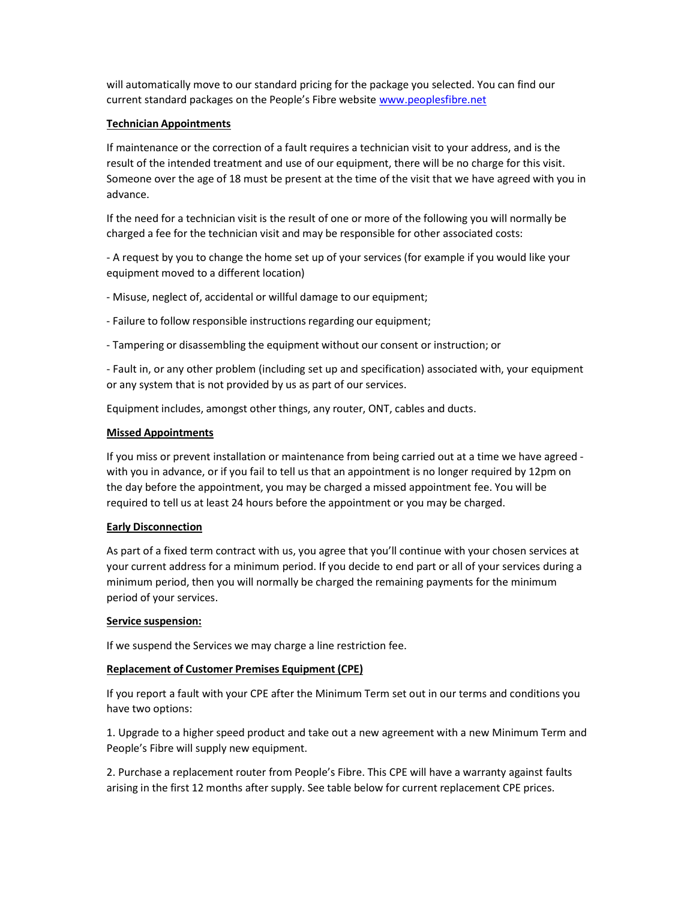will automatically move to our standard pricing for the package you selected. You can find our current standard packages on the People's Fibre website [www.peoplesfibre.net](http://www.peoplesfibre.net)

**Technician Appointments**

If maintenance or the correction of a fault requires a technician visit to your address, and is the result of the intended treatment and use of our equipment, there will be no charge for this visit. Someone over the age of 18 must be present at the time of the visit that we have agreed with you in advance.

If the need for a technician visit is the result of one or more of the following you will normally be charged a fee for the technician visit and may be responsible for other associated costs:

- A request by you to change the home set up of your services (for example if you would like your equipment moved to a different location)

- Misuse, neglect of, accidental or willful damage to our equipment;

- Failure to follow responsible instructions regarding our equipment;

- Tampering or disassembling the equipment without our consent or instruction; or

- Fault in, or any other problem (including set up and specification) associated with, your equipment or any system that is not provided by us as part of our services.

Equipment includes, amongst other things, any router, ONT, cables and ducts.

**Missed Appointments**

If you miss or prevent installation or maintenance from being carried out at a time we have agreed - with you in advance, or if you fail to tell us that an appointment is no longer required by 12pm on the day before the appointment, you may be charged a missed appointment fee. You will be required to tell us at least 24 hours before the appointment or you may be charged.

**Early Disconnection**

As part of a fixed term contract with us, you agree that you'll continue with your chosen services at your current address for a minimum period. If you decide to end part or all of your services during a minimum period, then you will normally be charged the remaining payments for the minimum period of your services.

**Service suspension:**

If we suspend the Services we may charge a line restriction fee.

**Replacement of Customer Premises Equipment (CPE)**

If you report a fault with your CPE after the Minimum Term set out in our terms and conditions you have two options:

1. Upgrade to a higher speed product and take out a new agreement with a new Minimum Term and People's Fibre will supply new equipment.

2. Purchase a replacement router from People's Fibre. This CPE will have a warranty against faults arising in the first 12 months after supply. See table below for current replacement CPE prices.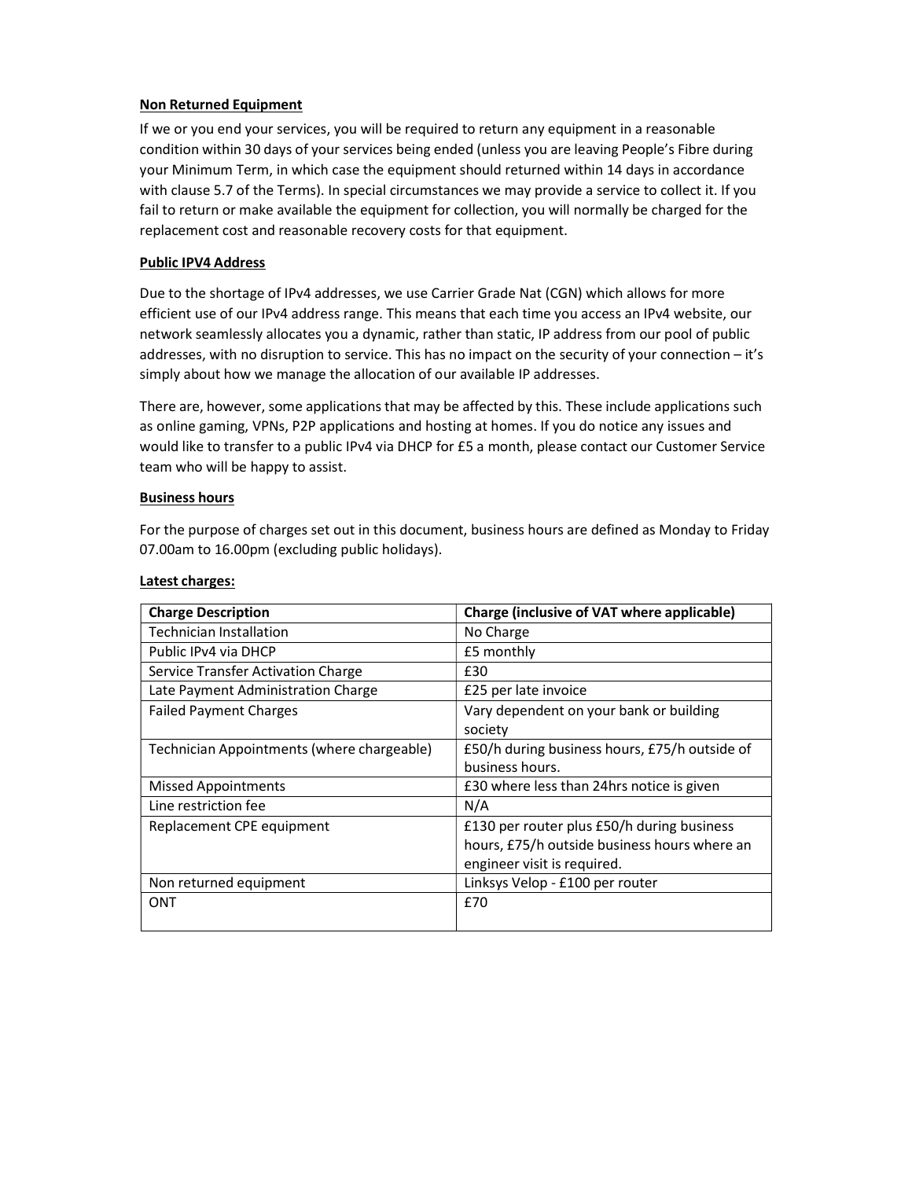**Non Returned Equipment**

If we or you end your services, you will be required to return any equipment in a reasonable condition within 30 days of your services being ended (unless you are leaving People's Fibre during your Minimum Term, in which case the equipment should returned within 14 days in accordance with clause 5.7 of the Terms). In special circumstances we may provide a service to collect it. If you fail to return or make available the equipment for collection, you will normally be charged for the replacement cost and reasonable recovery costs for that equipment.

**Public IPV4 Address**

Due to the shortage of IPv4 addresses, we use Carrier Grade Nat (CGN) which allows for more efficient use of our IPv4 address range. This means that each time you access an IPv4 website, our network seamlessly allocates you a dynamic, rather than static, IP address from our pool of public addresses, with no disruption to service. This has no impact on the security of your connection – it's simply about how we manage the allocation of our available IP addresses.

There are, however, some applications that may be affected by this. These include applications such as online gaming, VPNs, P2P applications and hosting at homes. If you do notice any issues and would like to transfer to a public IPv4 via DHCP for £5 a month, please contact our Customer Service team who will be happy to assist.

**Business hours**

For the purpose of charges set out in this document, business hours are defined as Monday to Friday 07.00am to 16.00pm (excluding public holidays).

**Latest charges:**

| Charge Description | Charge (inclusive of VAT where applicable) |
|---|---|
| Technician Installation | No Charge |
| Public IPv4 via DHCP | £5 monthly |
| Service Transfer Activation Charge | £30 |
| Late Payment Administration Charge | £25 per late invoice |
| Failed Payment Charges | Vary dependent on your bank or building society |
| Technician Appointments (where chargeable) | £50/h during business hours, £75/h outside of business hours. |
| Missed Appointments | £30 where less than 24hrs notice is given |
| Line restriction fee | N/A |
| Replacement CPE equipment | £130 per router plus £50/h during business hours, £75/h outside business hours where an engineer visit is required. |
| Non returned equipment | Linksys Velop - £100 per router |
| ONT | £70 |